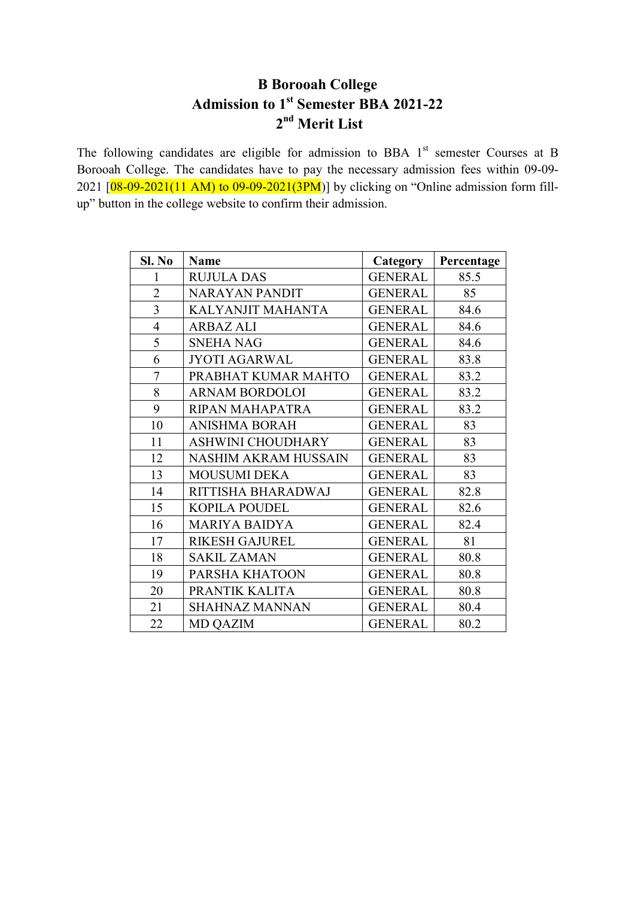# B Borooah College
## Admission to 1st Semester BBA 2021-22
## 2nd Merit List

The following candidates are eligible for admission to BBA 1st semester Courses at B Borooah College. The candidates have to pay the necessary admission fees within 09-09-2021 [08-09-2021(11 AM) to 09-09-2021(3PM)] by clicking on "Online admission form fill-up" button in the college website to confirm their admission.

| Sl. No | Name | Category | Percentage |
|---|---|---|---|
| 1 | RUJULA DAS | GENERAL | 85.5 |
| 2 | NARAYAN PANDIT | GENERAL | 85 |
| 3 | KALYANJIT MAHANTA | GENERAL | 84.6 |
| 4 | ARBAZ ALI | GENERAL | 84.6 |
| 5 | SNEHA NAG | GENERAL | 84.6 |
| 6 | JYOTI AGARWAL | GENERAL | 83.8 |
| 7 | PRABHAT KUMAR MAHTO | GENERAL | 83.2 |
| 8 | ARNAM BORDOLOI | GENERAL | 83.2 |
| 9 | RIPAN MAHAPATRA | GENERAL | 83.2 |
| 10 | ANISHMA BORAH | GENERAL | 83 |
| 11 | ASHWINI CHOUDHARY | GENERAL | 83 |
| 12 | NASHIM AKRAM HUSSAIN | GENERAL | 83 |
| 13 | MOUSUMI DEKA | GENERAL | 83 |
| 14 | RITTISHA BHARADWAJ | GENERAL | 82.8 |
| 15 | KOPILA POUDEL | GENERAL | 82.6 |
| 16 | MARIYA BAIDYA | GENERAL | 82.4 |
| 17 | RIKESH GAJUREL | GENERAL | 81 |
| 18 | SAKIL ZAMAN | GENERAL | 80.8 |
| 19 | PARSHA KHATOON | GENERAL | 80.8 |
| 20 | PRANTIK KALITA | GENERAL | 80.8 |
| 21 | SHAHNAZ MANNAN | GENERAL | 80.4 |
| 22 | MD QAZIM | GENERAL | 80.2 |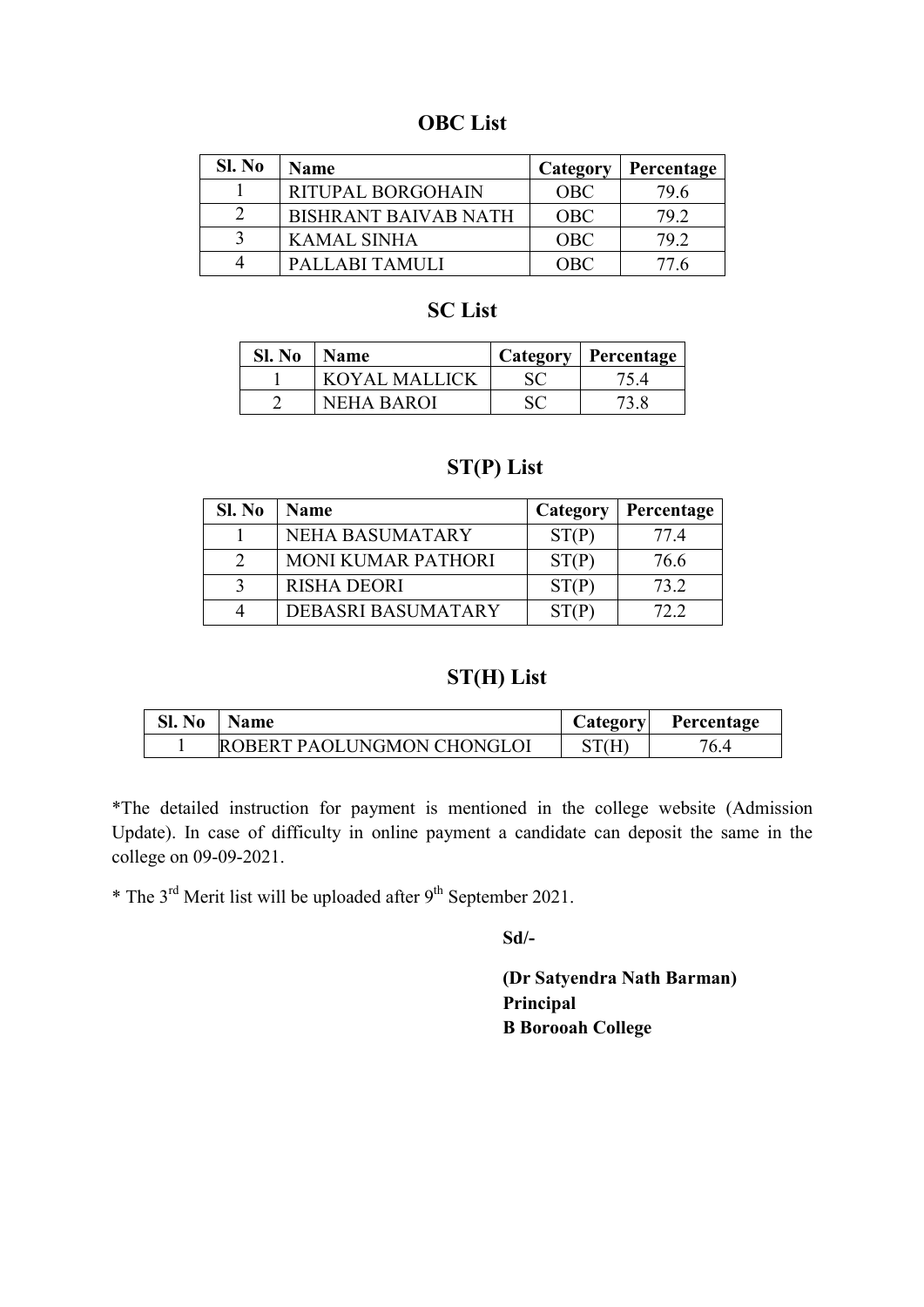## OBC List

| Sl. No | Name | Category | Percentage |
|---|---|---|---|
| 1 | RITUPAL BORGOHAIN | OBC | 79.6 |
| 2 | BISHRANT BAIVAB NATH | OBC | 79.2 |
| 3 | KAMAL SINHA | OBC | 79.2 |
| 4 | PALLABI TAMULI | OBC | 77.6 |

## SC List

| Sl. No | Name | Category | Percentage |
|---|---|---|---|
| 1 | KOYAL MALLICK | SC | 75.4 |
| 2 | NEHA BAROI | SC | 73.8 |

## ST(P) List

| Sl. No | Name | Category | Percentage |
|---|---|---|---|
| 1 | NEHA BASUMATARY | ST(P) | 77.4 |
| 2 | MONI KUMAR PATHORI | ST(P) | 76.6 |
| 3 | RISHA DEORI | ST(P) | 73.2 |
| 4 | DEBASRI BASUMATARY | ST(P) | 72.2 |

## ST(H) List

| Sl. No | Name | Category | Percentage |
|---|---|---|---|
| 1 | ROBERT PAOLUNGMON CHONGLOI | ST(H) | 76.4 |

*The detailed instruction for payment is mentioned in the college website (Admission Update). In case of difficulty in online payment a candidate can deposit the same in the college on 09-09-2021.

* The 3rd Merit list will be uploaded after 9th September 2021.

**Sd/-**

**(Dr Satyendra Nath Barman)**
**Principal**
**B Borooah College**